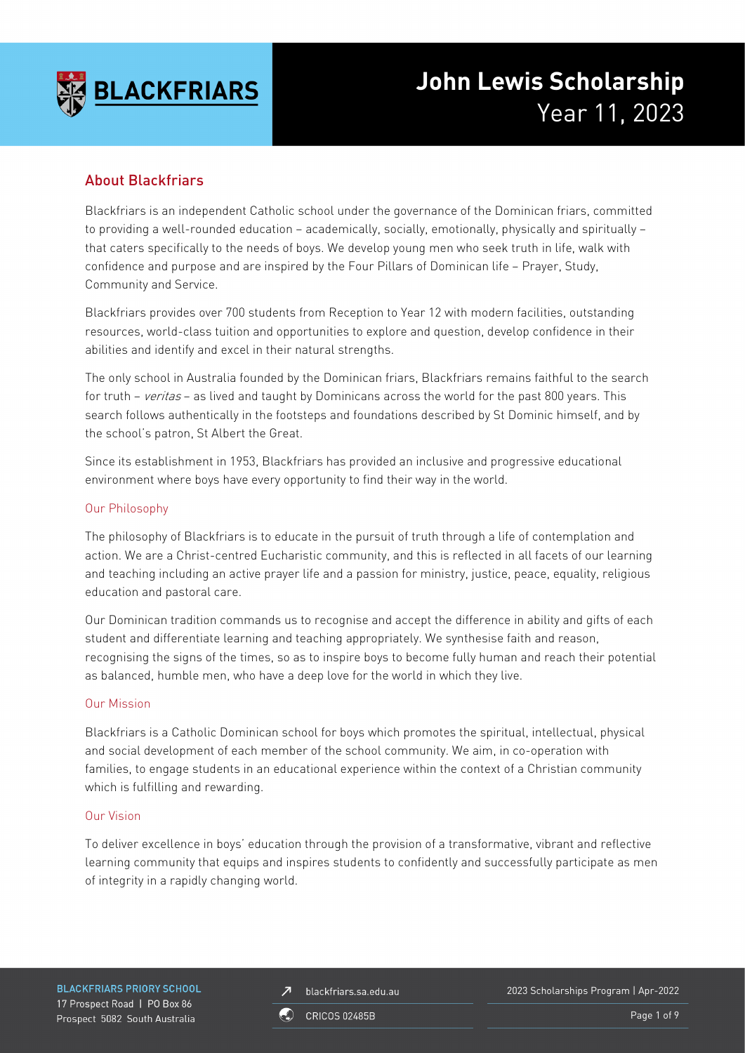# John Lewis Scholarship
Year 11, 2023

## About Blackfriars

Blackfriars is an independent Catholic school under the governance of the Dominican friars, committed to providing a well-rounded education – academically, socially, emotionally, physically and spiritually – that caters specifically to the needs of boys. We develop young men who seek truth in life, walk with confidence and purpose and are inspired by the Four Pillars of Dominican life – Prayer, Study, Community and Service.

Blackfriars provides over 700 students from Reception to Year 12 with modern facilities, outstanding resources, world-class tuition and opportunities to explore and question, develop confidence in their abilities and identify and excel in their natural strengths.

The only school in Australia founded by the Dominican friars, Blackfriars remains faithful to the search for truth – *veritas* – as lived and taught by Dominicans across the world for the past 800 years. This search follows authentically in the footsteps and foundations described by St Dominic himself, and by the school's patron, St Albert the Great.

Since its establishment in 1953, Blackfriars has provided an inclusive and progressive educational environment where boys have every opportunity to find their way in the world.

### Our Philosophy

The philosophy of Blackfriars is to educate in the pursuit of truth through a life of contemplation and action. We are a Christ-centred Eucharistic community, and this is reflected in all facets of our learning and teaching including an active prayer life and a passion for ministry, justice, peace, equality, religious education and pastoral care.

Our Dominican tradition commands us to recognise and accept the difference in ability and gifts of each student and differentiate learning and teaching appropriately. We synthesise faith and reason, recognising the signs of the times, so as to inspire boys to become fully human and reach their potential as balanced, humble men, who have a deep love for the world in which they live.

### Our Mission

Blackfriars is a Catholic Dominican school for boys which promotes the spiritual, intellectual, physical and social development of each member of the school community. We aim, in co-operation with families, to engage students in an educational experience within the context of a Christian community which is fulfilling and rewarding.

### Our Vision

To deliver excellence in boys' education through the provision of a transformative, vibrant and reflective learning community that equips and inspires students to confidently and successfully participate as men of integrity in a rapidly changing world.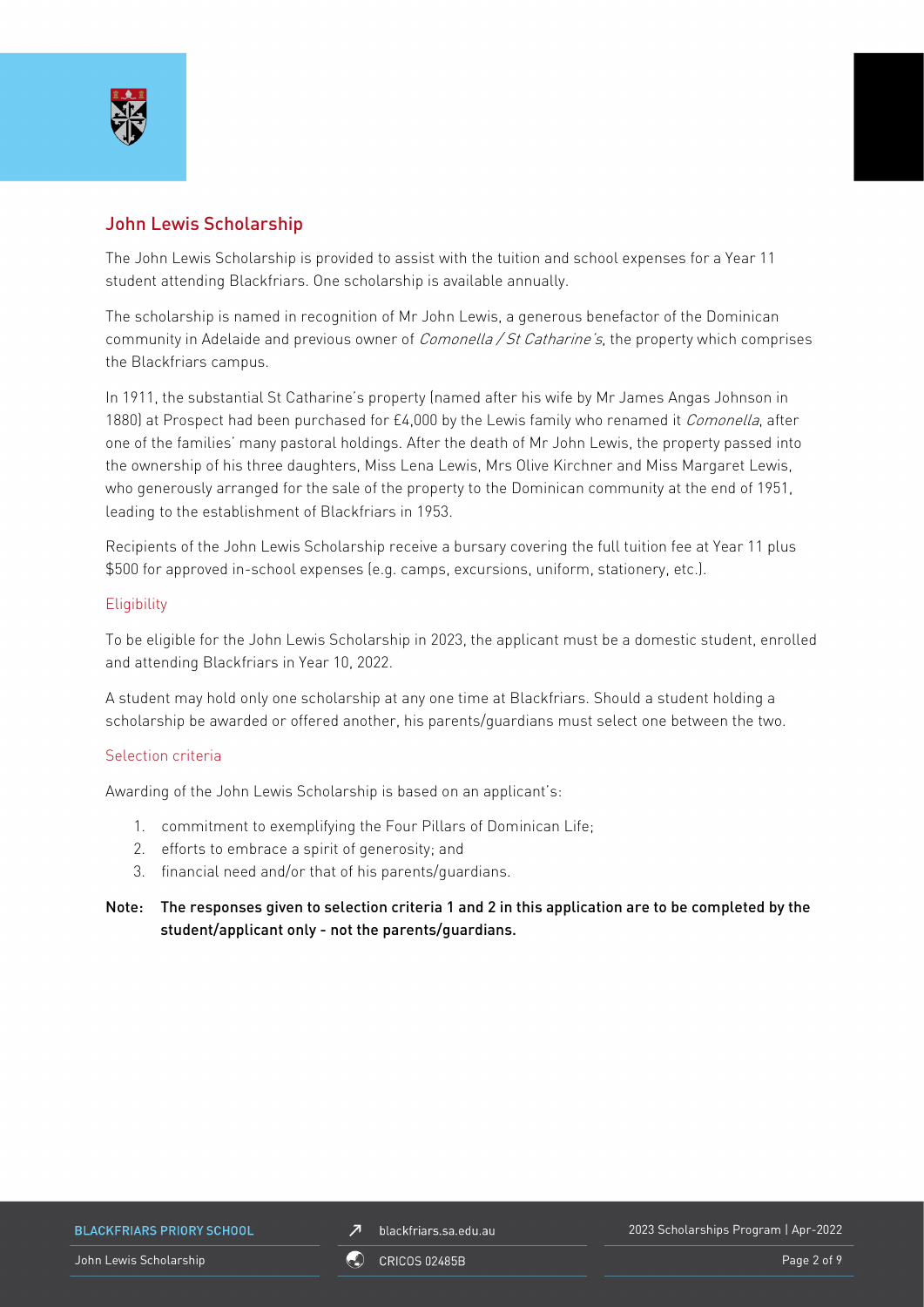## John Lewis Scholarship

The John Lewis Scholarship is provided to assist with the tuition and school expenses for a Year 11 student attending Blackfriars. One scholarship is available annually.

The scholarship is named in recognition of Mr John Lewis, a generous benefactor of the Dominican community in Adelaide and previous owner of *Comonella / St Catharine's*, the property which comprises the Blackfriars campus.

In 1911, the substantial St Catharine's property (named after his wife by Mr James Angas Johnson in 1880) at Prospect had been purchased for £4,000 by the Lewis family who renamed it *Comonella*, after one of the families' many pastoral holdings. After the death of Mr John Lewis, the property passed into the ownership of his three daughters, Miss Lena Lewis, Mrs Olive Kirchner and Miss Margaret Lewis, who generously arranged for the sale of the property to the Dominican community at the end of 1951, leading to the establishment of Blackfriars in 1953.

Recipients of the John Lewis Scholarship receive a bursary covering the full tuition fee at Year 11 plus $500 for approved in-school expenses (e.g. camps, excursions, uniform, stationery, etc.).

### Eligibility

To be eligible for the John Lewis Scholarship in 2023, the applicant must be a domestic student, enrolled and attending Blackfriars in Year 10, 2022.

A student may hold only one scholarship at any one time at Blackfriars. Should a student holding a scholarship be awarded or offered another, his parents/guardians must select one between the two.

### Selection criteria

Awarding of the John Lewis Scholarship is based on an applicant's:

1. commitment to exemplifying the Four Pillars of Dominican Life;
2. efforts to embrace a spirit of generosity; and
3. financial need and/or that of his parents/guardians.

**Note: The responses given to selection criteria 1 and 2 in this application are to be completed by the student/applicant only - not the parents/guardians.**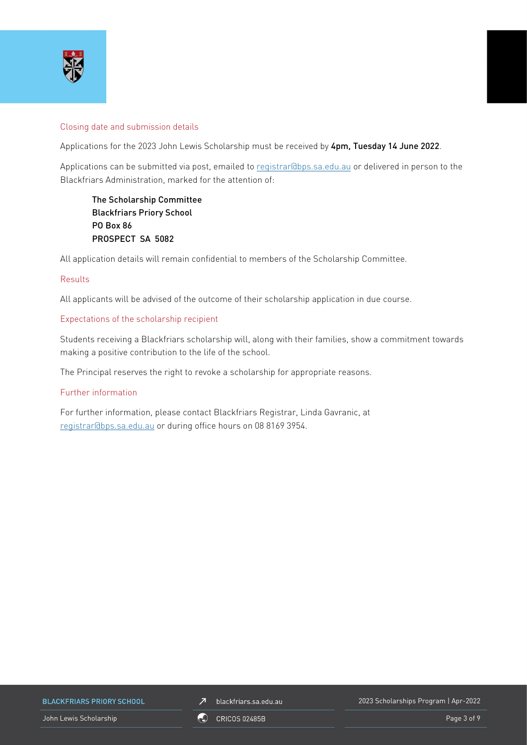## Closing date and submission details

Applications for the 2023 John Lewis Scholarship must be received by **4pm, Tuesday 14 June 2022**.

Applications can be submitted via post, emailed to registrar@bps.sa.edu.au or delivered in person to the Blackfriars Administration, marked for the attention of:

> **The Scholarship Committee**
> **Blackfriars Priory School**
> **PO Box 86**
> **PROSPECT SA 5082**

All application details will remain confidential to members of the Scholarship Committee.

## Results

All applicants will be advised of the outcome of their scholarship application in due course.

## Expectations of the scholarship recipient

Students receiving a Blackfriars scholarship will, along with their families, show a commitment towards making a positive contribution to the life of the school.

The Principal reserves the right to revoke a scholarship for appropriate reasons.

## Further information

For further information, please contact Blackfriars Registrar, Linda Gavranic, at registrar@bps.sa.edu.au or during office hours on 08 8169 3954.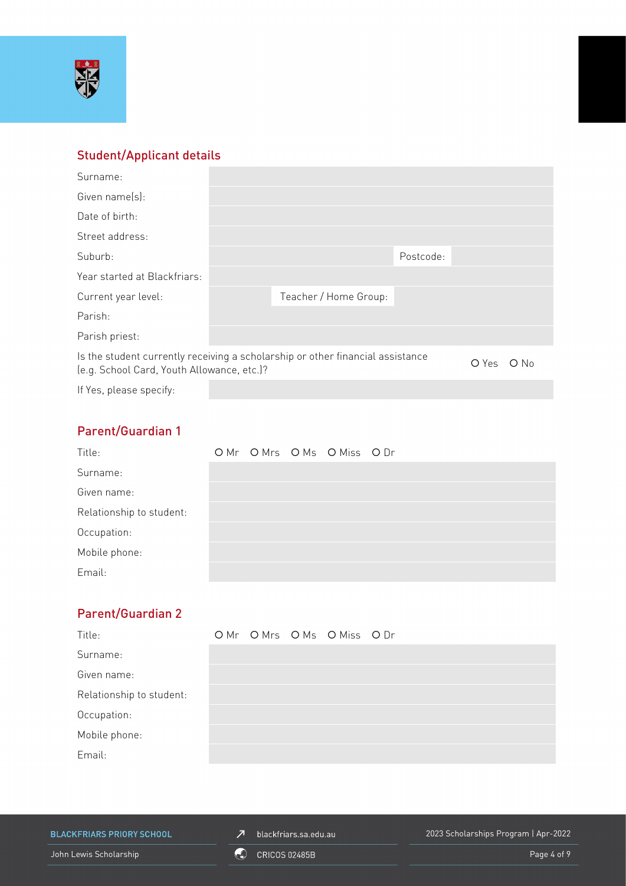## Student/Applicant details

| | | | |
|---|---|---|---|
| Surname: | | | |
| Given name(s): | | | |
| Date of birth: | | | |
| Street address: | | | |
| Suburb: | | Postcode: | |
| Year started at Blackfriars: | | | |
| Current year level: | | Teacher / Home Group: | |
| Parish: | | | |
| Parish priest: | | | |

Is the student currently receiving a scholarship or other financial assistance (e.g. School Card, Youth Allowance, etc.)? O Yes O No

If Yes, please specify:

## Parent/Guardian 1

| | |
|---|---|
| Title: | O Mr O Mrs O Ms O Miss O Dr |
| Surname: | |
| Given name: | |
| Relationship to student: | |
| Occupation: | |
| Mobile phone: | |
| Email: | |

## Parent/Guardian 2

| | |
|---|---|
| Title: | O Mr O Mrs O Ms O Miss O Dr |
| Surname: | |
| Given name: | |
| Relationship to student: | |
| Occupation: | |
| Mobile phone: | |
| Email: | |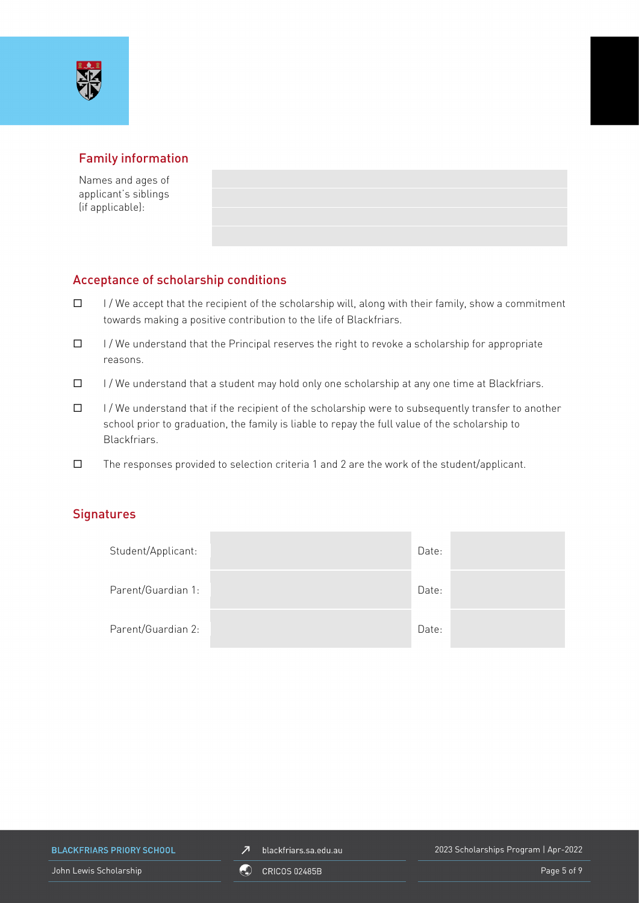## Family information

| Names and ages of applicant's siblings (if applicable): | |
|---|---|
| | |
| | |
| | |

## Acceptance of scholarship conditions

- ☐ I / We accept that the recipient of the scholarship will, along with their family, show a commitment towards making a positive contribution to the life of Blackfriars.
- ☐ I / We understand that the Principal reserves the right to revoke a scholarship for appropriate reasons.
- ☐ I / We understand that a student may hold only one scholarship at any one time at Blackfriars.
- ☐ I / We understand that if the recipient of the scholarship were to subsequently transfer to another school prior to graduation, the family is liable to repay the full value of the scholarship to Blackfriars.
- ☐ The responses provided to selection criteria 1 and 2 are the work of the student/applicant.

## Signatures

| | | | |
|---|---|---|---|
| Student/Applicant: | | Date: | |
| Parent/Guardian 1: | | Date: | |
| Parent/Guardian 2: | | Date: | |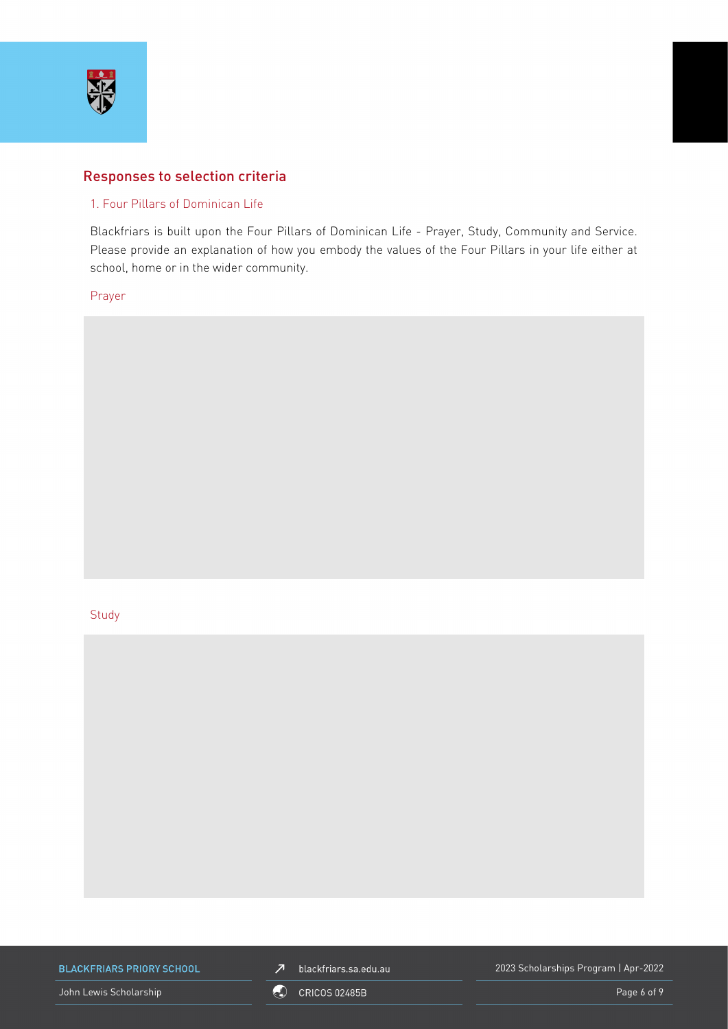## Responses to selection criteria

### 1. Four Pillars of Dominican Life

Blackfriars is built upon the Four Pillars of Dominican Life - Prayer, Study, Community and Service. Please provide an explanation of how you embody the values of the Four Pillars in your life either at school, home or in the wider community.

Prayer

Study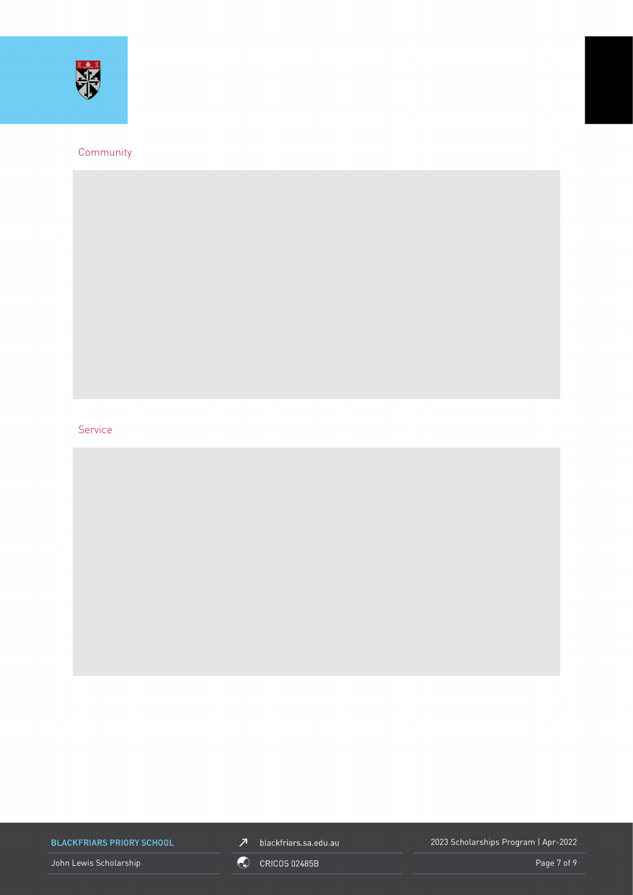Community

Service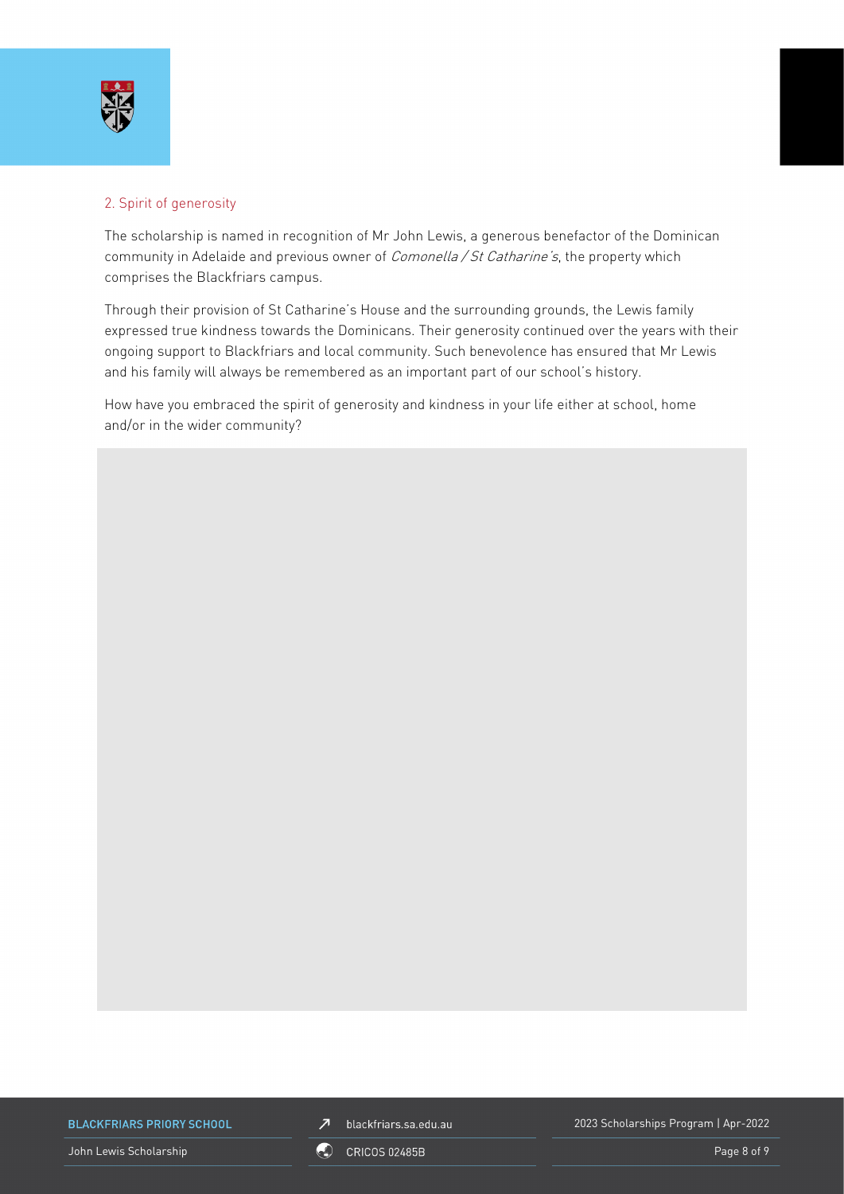## 2. Spirit of generosity

The scholarship is named in recognition of Mr John Lewis, a generous benefactor of the Dominican community in Adelaide and previous owner of *Comonella / St Catharine's*, the property which comprises the Blackfriars campus.

Through their provision of St Catharine's House and the surrounding grounds, the Lewis family expressed true kindness towards the Dominicans. Their generosity continued over the years with their ongoing support to Blackfriars and local community. Such benevolence has ensured that Mr Lewis and his family will always be remembered as an important part of our school's history.

How have you embraced the spirit of generosity and kindness in your life either at school, home and/or in the wider community?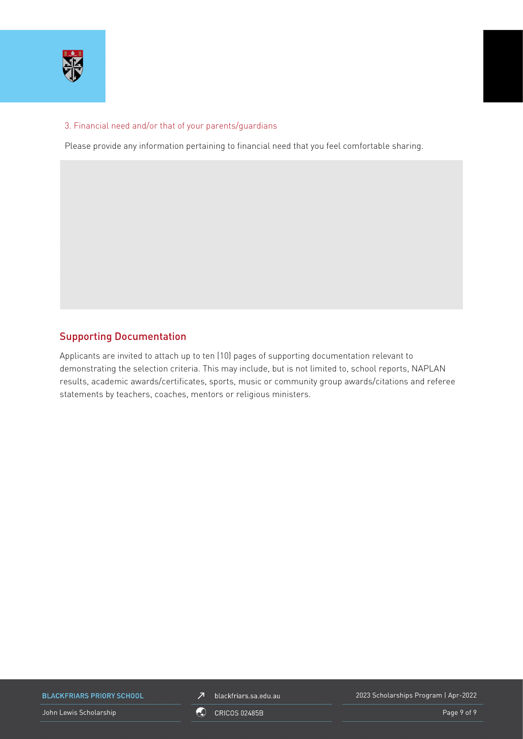3. Financial need and/or that of your parents/guardians

Please provide any information pertaining to financial need that you feel comfortable sharing.

## Supporting Documentation

Applicants are invited to attach up to ten (10) pages of supporting documentation relevant to demonstrating the selection criteria. This may include, but is not limited to, school reports, NAPLAN results, academic awards/certificates, sports, music or community group awards/citations and referee statements by teachers, coaches, mentors or religious ministers.